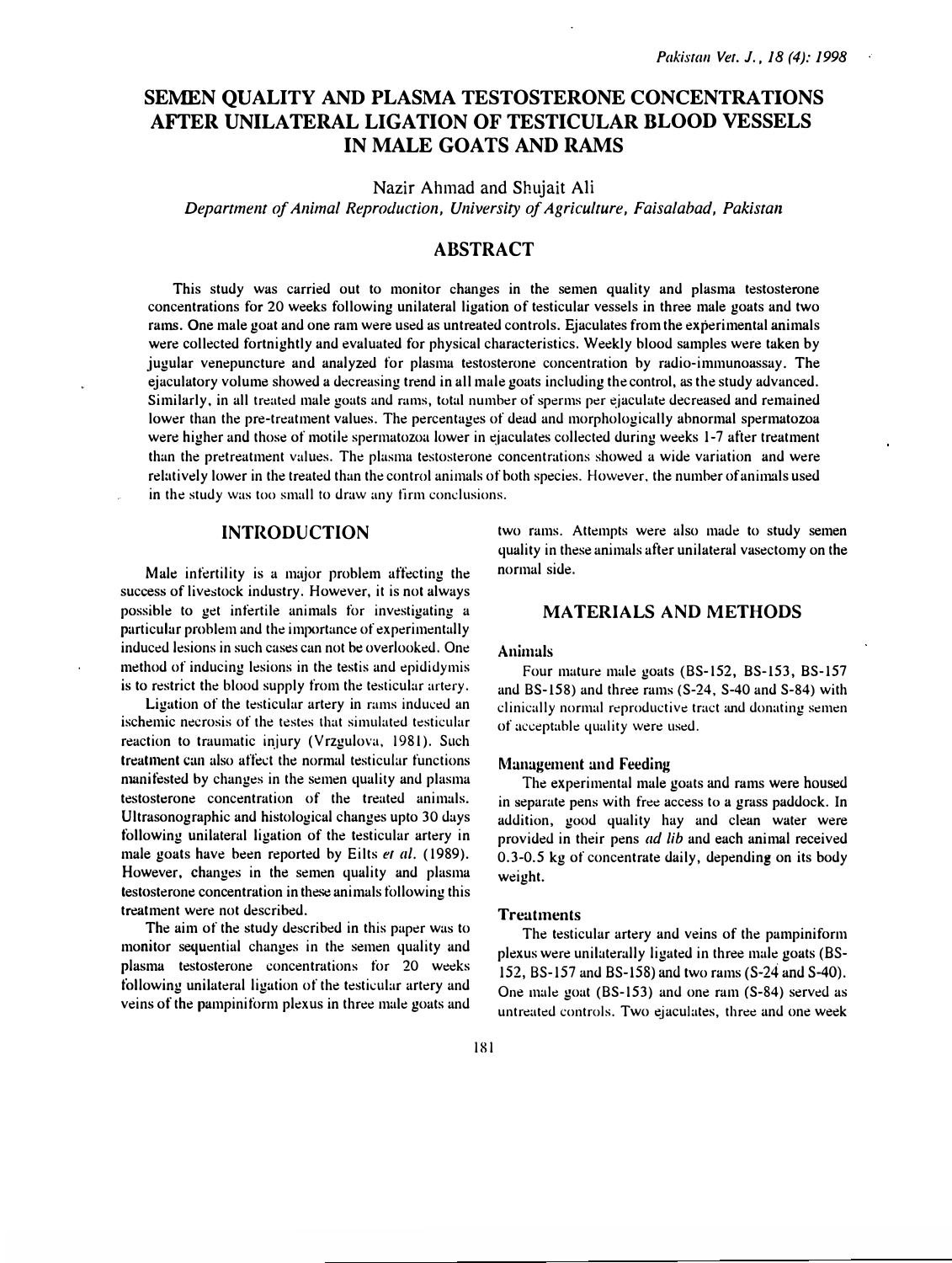# SEMEN QUALITY AND PLASMA TESTOSTERONE CONCENTRATIONS AFTER UNILATERAL LIGATION OF TESTICULAR BLOOD VESSELS IN MALE GOATS AND RAMS

Nazir Ahmad and Shujait Ali

*Department of Animal Reproduction, University of Agriculture, Faisalabad, Pakistan*

## ABSTRACT

This study was carried out to monitor changes in the semen quality and plasma testosterone concentrations for 20 weeks following unilateral ligation of testicular vessels in three male goats and two rams. One male goat and one ram were used as untreated controls. Ejaculates from the experimental animals were collected fortnightly and evaluated for physical characteristics. Weekly blood samples were taken by jugular venepuncture and analyzed for plasma testosterone concentration by radio-immunoassay. The ejaculatory volume showed a decreasing trend in all male goats including the control, as the study advanced. Similarly, in all treated male goats and rams, total number of sperms per ejaculate decreased and remained lower than the pre-treatment values. The percentages of dead and morphologically abnormal spermatozoa were higher and those of motile spermatozoa lower in ejaculates collected during weeks 1-7 after treatment than the pretreatment values. The plasma testosterone concentrations showed a wide variation and were relatively lower in the treated than the control animals of both species. However, the number of animals used in the study was too small to draw any firm conclusions.

## INTRODUCTION

Male infertility is a major problem affecting the success of livestock industry. However, it is not always possible to get infertile animals for investigating a particular problem and the importance of experimentally induced lesions in such cases can not be overlooked. One method of inducing lesions in the testis and epididymis is to restrict the blood supply from the testicular artery.

Ligation of the testicular artery in rams induced an ischemic necrosis of the testes that simulated testicular reaction to traumatic injury (Vrzgulova, 1981). Such treatment can also affect the normal testicular functions manifested by changes in the semen quality and plasma testosterone concentration of the treated animals. Ultrasonographic and histological changes upto 30 days following unilateral ligation of the testicular artery in male goats have been reported by Eilts *et al.* (1989). However, changes in the semen quality and plasma testosterone concentration in these animals following this treatment were not described.

The aim of the study described in this paper was to monitor sequential changes in the semen quality and plasma testosterone concentrations for 20 weeks following unilateral ligation of the testicular artery and veins of the pampiniform plexus in three male goats and two rams. Attempts were also made to study semen quality in these animals after unilateral vasectomy on the normal side.

## MATERIALS AND METHODS

### Animals

Four mature male goats (BS-152, BS-153, BS-157 and BS-158) and three rams (S-24, S-40 and S-84) with clinically normal reproductive tract and donating semen of acceptable quality were used.

### Management and Feeding

The experimental male goats and rams were housed in separate pens with free access to a grass paddock. In addition, good quality hay and clean water were provided in their pens *ad lib* and each animal received 0.3-0.5 kg of concentrate daily, depending on its body weight.

### Treatments

The testicular artery and veins of the pampiniform plexus were unilaterally ligated in three male goats (BS-152, BS-157 and BS-158) and two rams (S-24 and S-40). One male goat (BS-153) and one ram (S-84) served as untreated controls. Two ejaculates, three and one week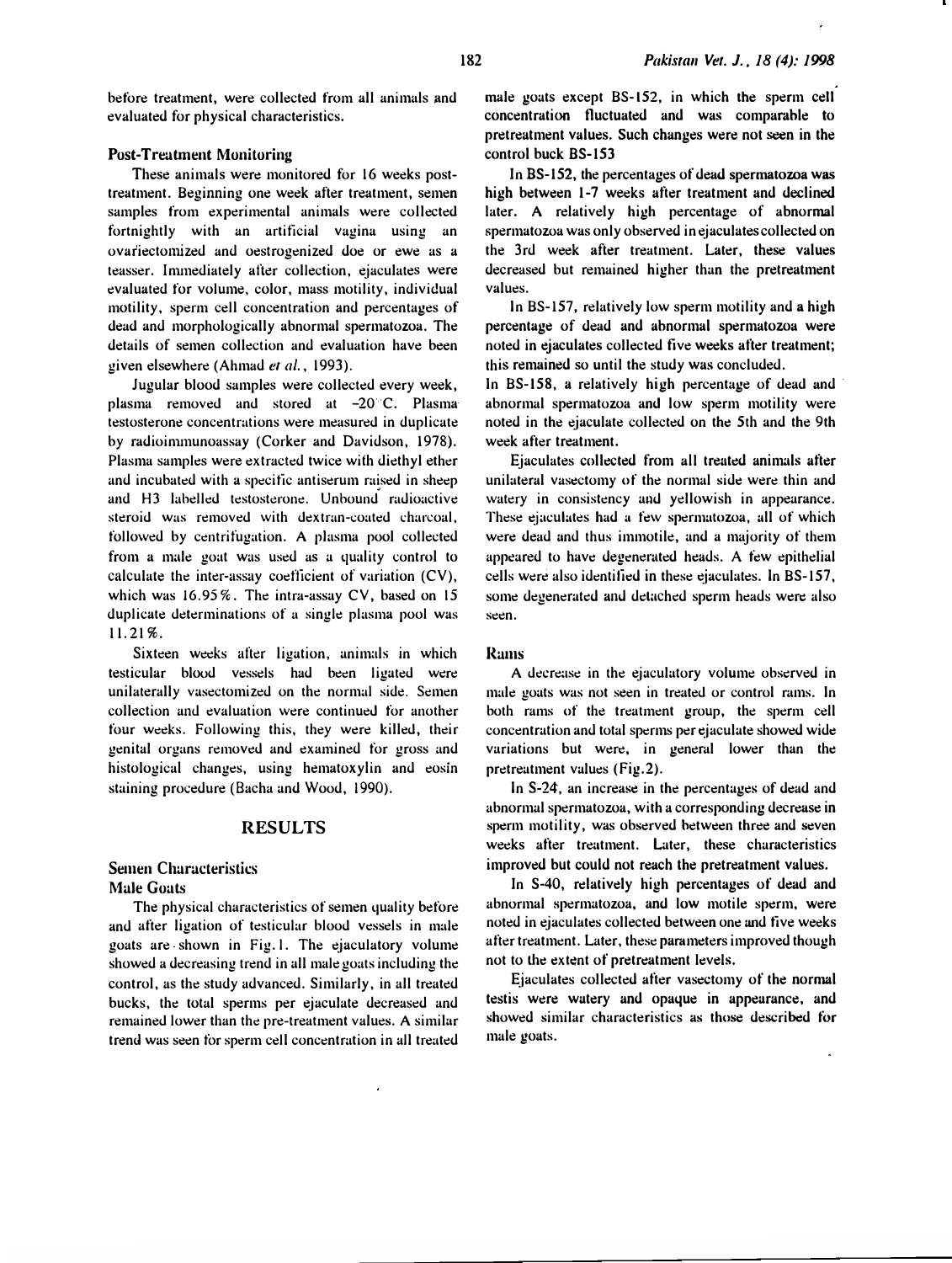before treatment, were collected from all animals and evaluated for physical characteristics.

### Post-Treatment Monitoring

These animals were monitored for 16 weeks post-treatment. Beginning one week after treatment, semen samples from experimental animals were collected fortnightly with an artificial vagina using an ovariectomized and oestrogenized doe or ewe as a teasser. Immediately after collection, ejaculates were evaluated for volume, color, mass motility, individual motility, sperm cell concentration and percentages of dead and morphologically abnormal spermatozoa. The details of semen collection and evaluation have been given elsewhere (Ahmad *et al.*, 1993).

Jugular blood samples were collected every week, plasma removed and stored at $-20^{\circ}$C. Plasma testosterone concentrations were measured in duplicate by radioimmunoassay (Corker and Davidson, 1978). Plasma samples were extracted twice with diethyl ether and incubated with a specific antiserum raised in sheep and H3 labelled testosterone. Unbound radioactive steroid was removed with dextran-coated charcoal, followed by centrifugation. A plasma pool collected from a male goat was used as a quality control to calculate the inter-assay coefficient of variation (CV), which was 16.95%. The intra-assay CV, based on 15 duplicate determinations of a single plasma pool was 11.21%.

Sixteen weeks after ligation, animals in which testicular blood vessels had been ligated were unilaterally vasectomized on the normal side. Semen collection and evaluation were continued for another four weeks. Following this, they were killed, their genital organs removed and examined for gross and histological changes, using hematoxylin and eosin staining procedure (Bacha and Wood, 1990).

## RESULTS

### Semen Characteristics

#### Male Goats

The physical characteristics of semen quality before and after ligation of testicular blood vessels in male goats are shown in Fig.1. The ejaculatory volume showed a decreasing trend in all male goats including the control, as the study advanced. Similarly, in all treated bucks, the total sperms per ejaculate decreased and remained lower than the pre-treatment values. A similar trend was seen for sperm cell concentration in all treated male goats except BS-152, in which the sperm cell concentration fluctuated and was comparable to pretreatment values. Such changes were not seen in the control buck BS-153

In BS-152, the percentages of dead spermatozoa was high between 1-7 weeks after treatment and declined later. A relatively high percentage of abnormal spermatozoa was only observed in ejaculates collected on the 3rd week after treatment. Later, these values decreased but remained higher than the pretreatment values.

In BS-157, relatively low sperm motility and a high percentage of dead and abnormal spermatozoa were noted in ejaculates collected five weeks after treatment; this remained so until the study was concluded.

In BS-158, a relatively high percentage of dead and abnormal spermatozoa and low sperm motility were noted in the ejaculate collected on the 5th and the 9th week after treatment.

Ejaculates collected from all treated animals after unilateral vasectomy of the normal side were thin and watery in consistency and yellowish in appearance. These ejaculates had a few spermatozoa, all of which were dead and thus immotile, and a majority of them appeared to have degenerated heads. A few epithelial cells were also identified in these ejaculates. In BS-157, some degenerated and detached sperm heads were also seen.

#### Rams

A decrease in the ejaculatory volume observed in male goats was not seen in treated or control rams. In both rams of the treatment group, the sperm cell concentration and total sperms per ejaculate showed wide variations but were, in general lower than the pretreatment values (Fig.2).

In S-24, an increase in the percentages of dead and abnormal spermatozoa, with a corresponding decrease in sperm motility, was observed between three and seven weeks after treatment. Later, these characteristics improved but could not reach the pretreatment values.

In S-40, relatively high percentages of dead and abnormal spermatozoa, and low motile sperm, were noted in ejaculates collected between one and five weeks after treatment. Later, these parameters improved though not to the extent of pretreatment levels.

Ejaculates collected after vasectomy of the normal testis were watery and opaque in appearance, and showed similar characteristics as those described for male goats.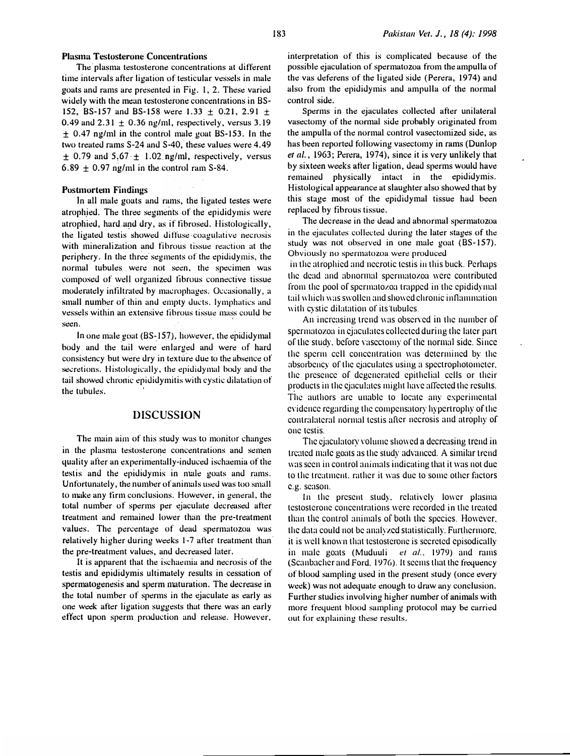### Plasma Testosterone Concentrations

The plasma testosterone concentrations at different time intervals after ligation of testicular vessels in male goats and rams are presented in Fig. 1, 2. These varied widely with the mean testosterone concentrations in BS-152, BS-157 and BS-158 were 1.33 ± 0.21, 2.91 ± 0.49 and 2.31 ± 0.36 ng/ml, respectively, versus 3.19 ± 0.47 ng/ml in the control male goat BS-153. In the two treated rams S-24 and S-40, these values were 4.49 ± 0.79 and 5.67 ± 1.02 ng/ml, respectively, versus 6.89 ± 0.97 ng/ml in the control ram S-84.

### Postmortem Findings

In all male goats and rams, the ligated testes were atrophied. The three segments of the epididymis were atrophied, hard and dry, as if fibrosed. Histologically, the ligated testis showed diffuse coagulative necrosis with mineralization and fibrous tissue reaction at the periphery. In the three segments of the epididymis, the normal tubules were not seen, the specimen was composed of well organized fibrous connective tissue moderately infiltrated by macrophages. Occasionally, a small number of thin and empty ducts, lymphatics and vessels within an extensive fibrous tissue mass could be seen.

In one male goat (BS-157), however, the epididymal body and the tail were enlarged and were of hard consistency but were dry in texture due to the absence of secretions. Histologically, the epididymal body and the tail showed chronic epididymitis with cystic dilatation of the tubules.

## DISCUSSION

The main aim of this study was to monitor changes in the plasma testosterone concentrations and semen quality after an experimentally-induced ischaemia of the testis and the epididymis in male goats and rams. Unfortunately, the number of animals used was too small to make any firm conclusions. However, in general, the total number of sperms per ejaculate decreased after treatment and remained lower than the pre-treatment values. The percentage of dead spermatozoa was relatively higher during weeks 1-7 after treatment than the pre-treatment values, and decreased later.

It is apparent that the ischaemia and necrosis of the testis and epididymis ultimately results in cessation of spermatogenesis and sperm maturation. The decrease in the total number of sperms in the ejaculate as early as one week after ligation suggests that there was an early effect upon sperm production and release. However, interpretation of this is complicated because of the possible ejaculation of spermatozoa from the ampulla of the vas deferens of the ligated side (Perera, 1974) and also from the epididymis and ampulla of the normal control side.

Sperms in the ejaculates collected after unilateral vasectomy of the normal side probably originated from the ampulla of the normal control vasectomized side, as has been reported following vasectomy in rams (Dunlop *et al.*, 1963; Perera, 1974), since it is very unlikely that by sixteen weeks after ligation, dead sperms would have remained physically intact in the epididymis. Histological appearance at slaughter also showed that by this stage most of the epididymal tissue had been replaced by fibrous tissue.

The decrease in the dead and abnormal spermatozoa in the ejaculates collected during the later stages of the study was not observed in one male goat (BS-157). Obviously no spermatozoa were produced in the atrophied and necrotic testis in this buck. Perhaps the dead and abnormal spermatozoa were contributed from the pool of spermatozoa trapped in the epididymal tail which was swollen and showed chronic inflammation with cystic dilatation of its tubules.

An increasing trend was observed in the number of spermatozoa in ejaculates collected during the later part of the study, before vasectomy of the normal side. Since the sperm cell concentration was determined by the absorbency of the ejaculates using a spectrophotometer, the presence of degenerated epithelial cells or their products in the ejaculates might have affected the results. The authors are unable to locate any experimental evidence regarding the compensatory hypertrophy of the contralateral normal testis after necrosis and atrophy of one testis.

The ejaculatory volume showed a decreasing trend in treated male goats as the study advanced. A similar trend was seen in control animals indicating that it was not due to the treatment, rather it was due to some other factors e.g. season.

In the present study, relatively lower plasma testosterone concentrations were recorded in the treated than the control animals of both the species. However, the data could not be analyzed statistically. Furthermore, it is well known that testosterone is secreted episodically in male goats (Muduuli *et al.*, 1979) and rams (Scanbacher and Ford, 1976). It seems that the frequency of blood sampling used in the present study (once every week) was not adequate enough to draw any conclusion. Further studies involving higher number of animals with more frequent blood sampling protocol may be carried out for explaining these results.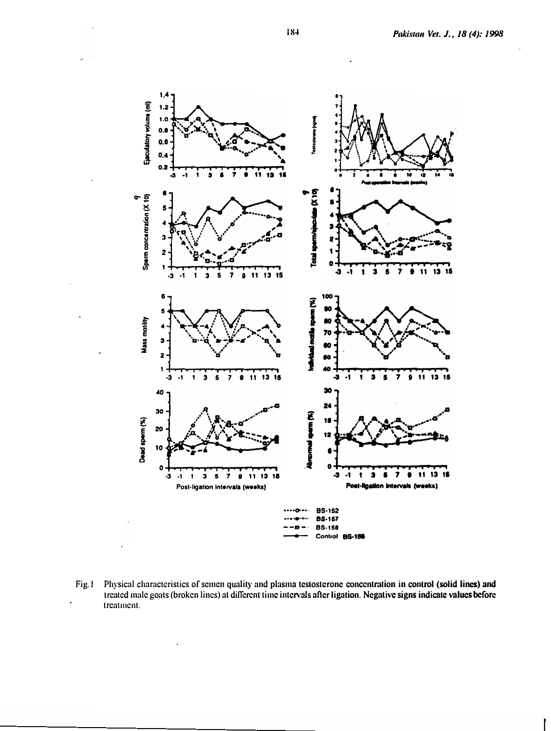Fig. 1 Physical characteristics of semen quality and plasma testosterone concentration in control (solid lines) and treated male goats (broken lines) at different time intervals after ligation. Negative signs indicate values before treatment.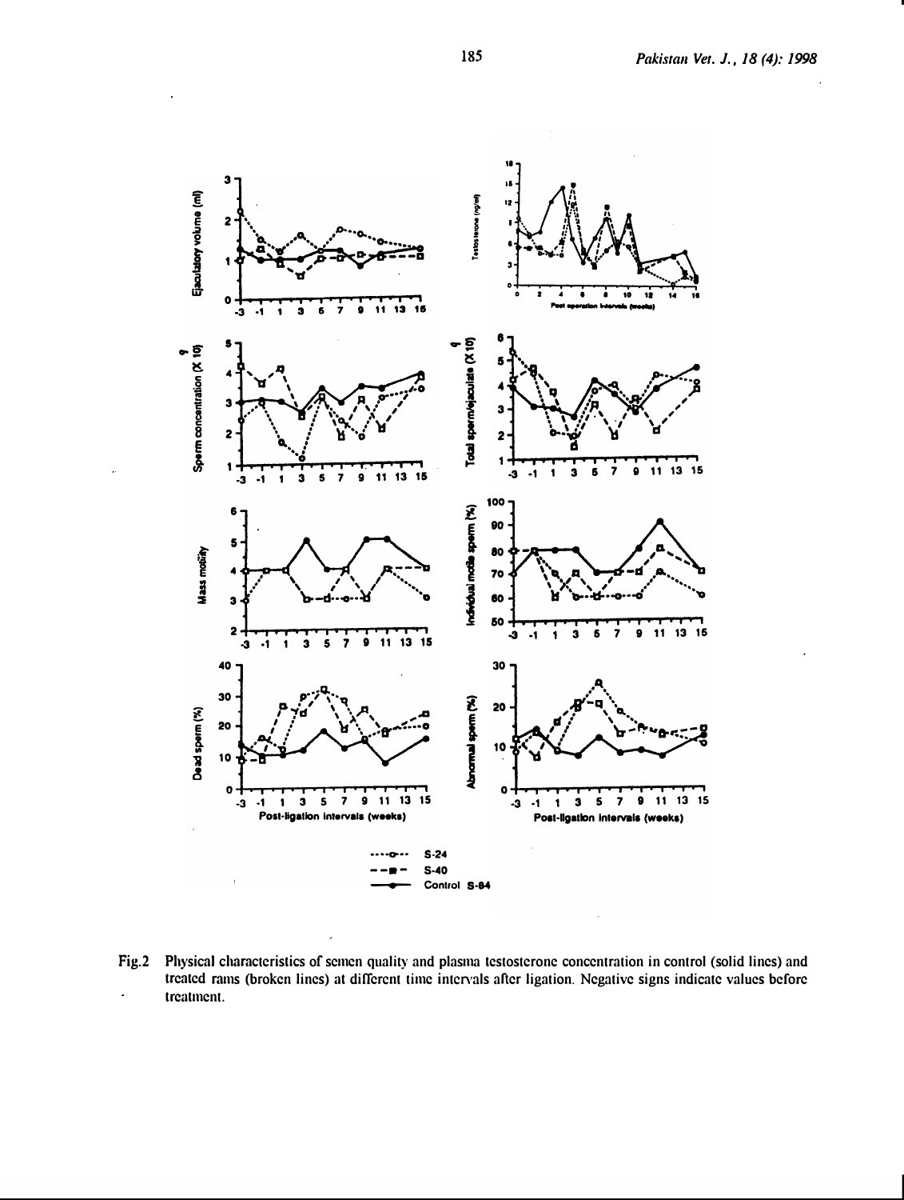Fig.2 Physical characteristics of semen quality and plasma testosterone concentration in control (solid lines) and treated rams (broken lines) at different time intervals after ligation. Negative signs indicate values before treatment.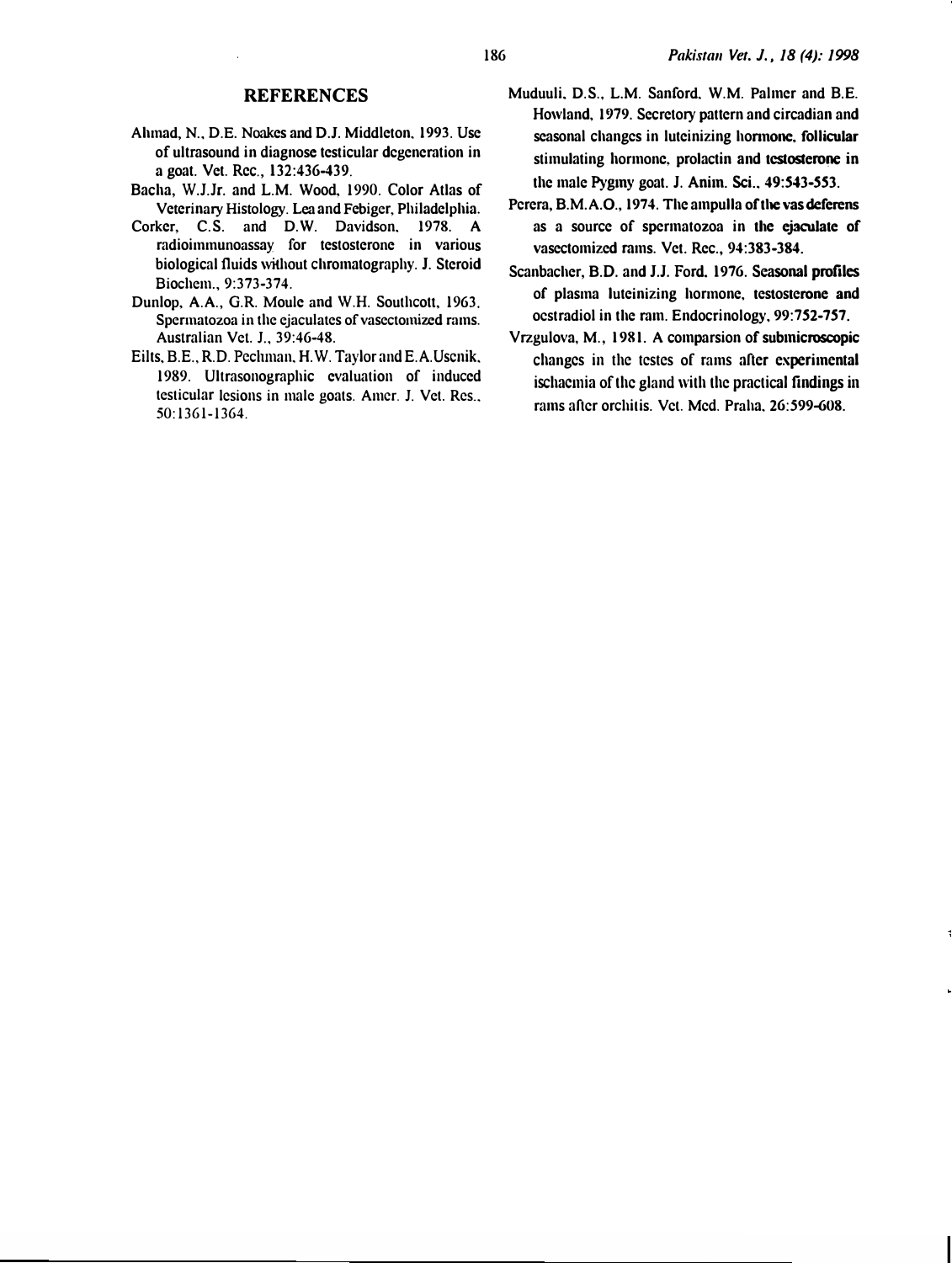## REFERENCES

Ahmad, N., D.E. Noakes and D.J. Middleton, 1993. Use of ultrasound in diagnose testicular degeneration in a goat. Vet. Rec., 132:436-439.

Bacha, W.J.Jr. and L.M. Wood, 1990. Color Atlas of Veterinary Histology. Lea and Febiger, Philadelphia.

Corker, C.S. and D.W. Davidson, 1978. A radioimmunoassay for testosterone in various biological fluids without chromatography. J. Steroid Biochem., 9:373-374.

Dunlop, A.A., G.R. Moule and W.H. Southcott, 1963. Spermatozoa in the ejaculates of vasectomized rams. Australian Vet. J., 39:46-48.

Eilts, B.E., R.D. Pechman, H.W. Taylor and E.A.Usenik, 1989. Ultrasonographic evaluation of induced testicular lesions in male goats. Amer. J. Vet. Res., 50:1361-1364.

Muduuli, D.S., L.M. Sanford, W.M. Palmer and B.E. Howland, 1979. Secretory pattern and circadian and seasonal changes in luteinizing hormone, follicular stimulating hormone, prolactin and testosterone in the male Pygmy goat. J. Anim. Sci., 49:543-553.

Perera, B.M.A.O., 1974. The ampulla of the vas deferens as a source of spermatozoa in the ejaculate of vasectomized rams. Vet. Rec., 94:383-384.

Scanbacher, B.D. and J.J. Ford, 1976. Seasonal profiles of plasma luteinizing hormone, testosterone and oestradiol in the ram. Endocrinology, 99:752-757.

Vrzgulova, M., 1981. A comparsion of submicroscopic changes in the testes of rams after experimental ischaemia of the gland with the practical findings in rams after orchitis. Vet. Med. Praha, 26:599-608.